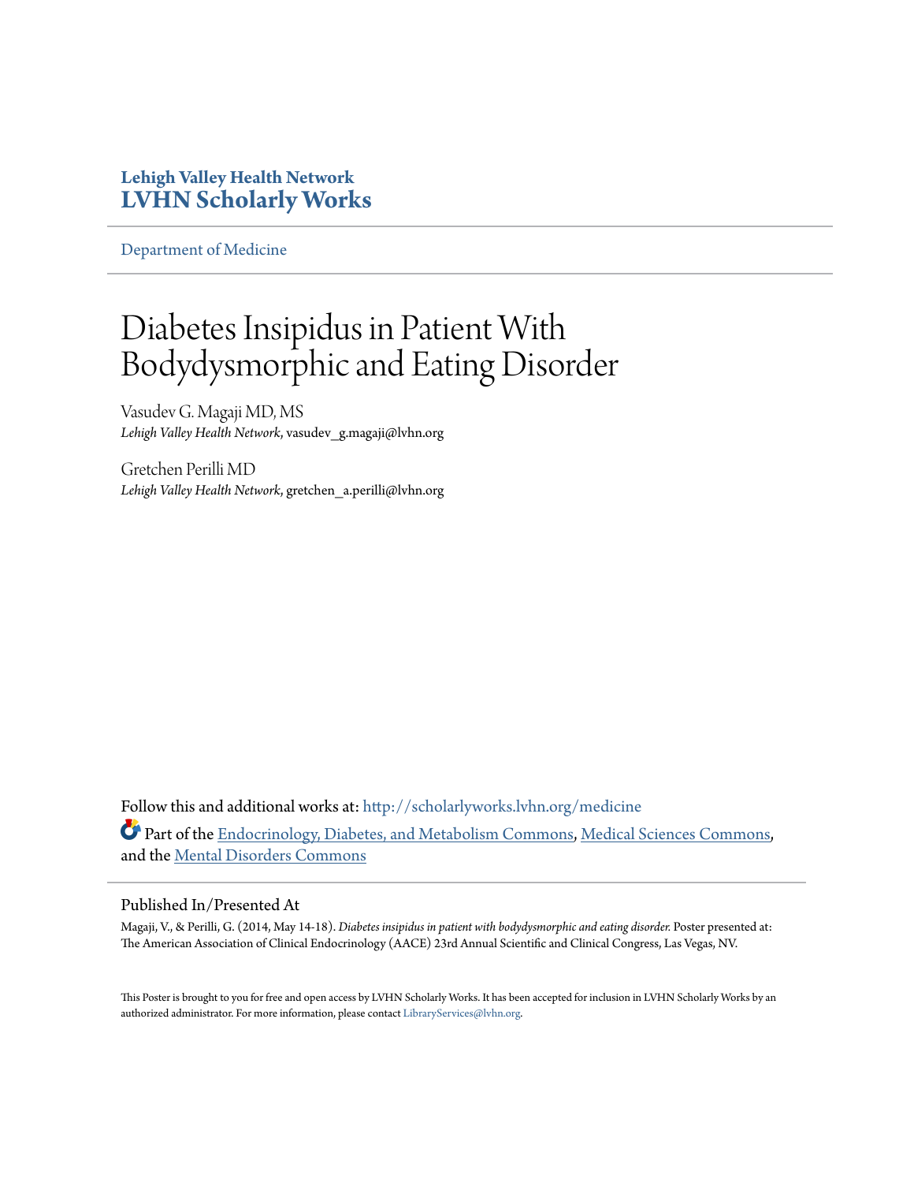**Lehigh Valley Health Network**
**LVHN Scholarly Works**

Department of Medicine

# Diabetes Insipidus in Patient With Bodydysmorphic and Eating Disorder

Vasudev G. Magaji MD, MS
*Lehigh Valley Health Network*, vasudev_g.magaji@lvhn.org

Gretchen Perilli MD
*Lehigh Valley Health Network*, gretchen_a.perilli@lvhn.org

Follow this and additional works at: http://scholarlyworks.lvhn.org/medicine

Part of the Endocrinology, Diabetes, and Metabolism Commons, Medical Sciences Commons, and the Mental Disorders Commons

## Published In/Presented At

Magaji, V., & Perilli, G. (2014, May 14-18). *Diabetes insipidus in patient with bodydysmorphic and eating disorder.* Poster presented at: The American Association of Clinical Endocrinology (AACE) 23rd Annual Scientific and Clinical Congress, Las Vegas, NV.

This Poster is brought to you for free and open access by LVHN Scholarly Works. It has been accepted for inclusion in LVHN Scholarly Works by an authorized administrator. For more information, please contact LibraryServices@lvhn.org.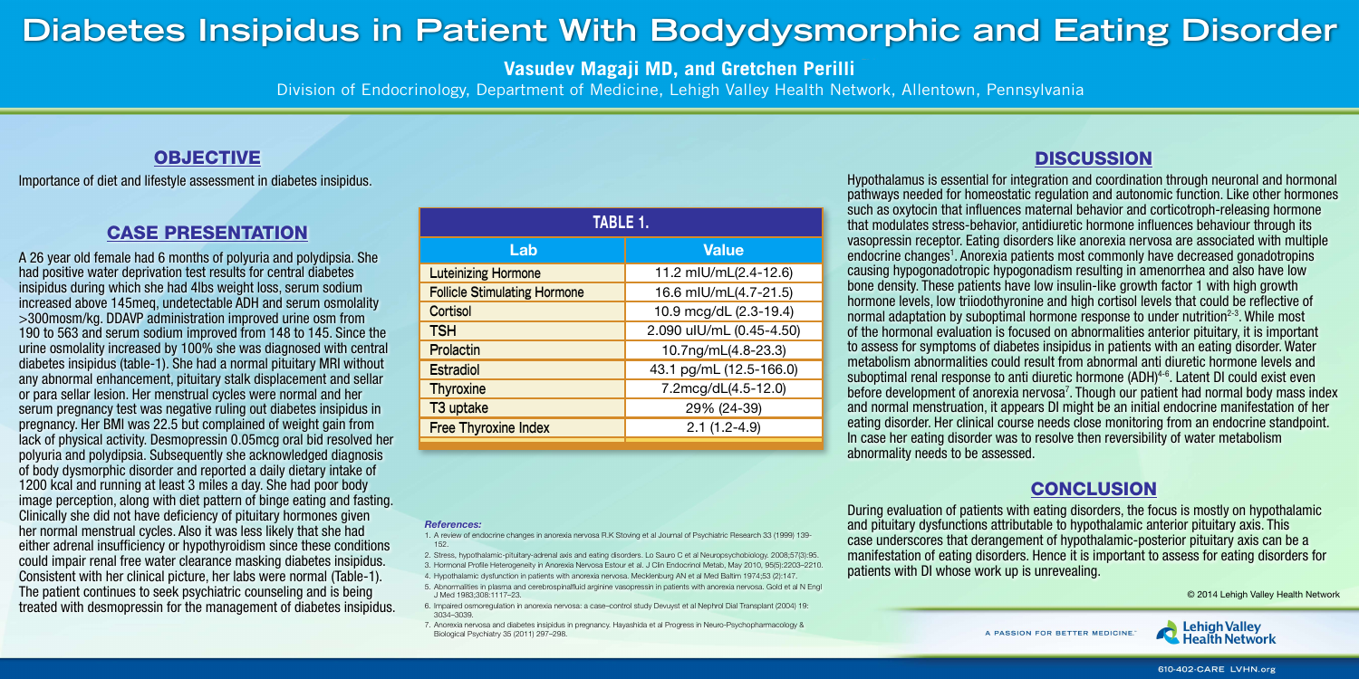# Diabetes Insipidus in Patient With Bodydysmorphic and Eating Disorder

**Vasudev Magaji MD, and Gretchen Perilli**

Division of Endocrinology, Department of Medicine, Lehigh Valley Health Network, Allentown, Pennsylvania

## OBJECTIVE

Importance of diet and lifestyle assessment in diabetes insipidus.

## CASE PRESENTATION

A 26 year old female had 6 months of polyuria and polydipsia. She had positive water deprivation test results for central diabetes insipidus during which she had 4lbs weight loss, serum sodium increased above 145meq, undetectable ADH and serum osmolality >300mosm/kg. DDAVP administration improved urine osm from 190 to 563 and serum sodium improved from 148 to 145. Since the urine osmolality increased by 100% she was diagnosed with central diabetes insipidus (table-1). She had a normal pituitary MRI without any abnormal enhancement, pituitary stalk displacement and sellar or para sellar lesion. Her menstrual cycles were normal and her serum pregnancy test was negative ruling out diabetes insipidus in pregnancy. Her BMI was 22.5 but complained of weight gain from lack of physical activity. Desmopressin 0.05mcg oral bid resolved her polyuria and polydipsia. Subsequently she acknowledged diagnosis of body dysmorphic disorder and reported a daily dietary intake of 1200 kcal and running at least 3 miles a day. She had poor body image perception, along with diet pattern of binge eating and fasting. Clinically she did not have deficiency of pituitary hormones given her normal menstrual cycles. Also it was less likely that she had either adrenal insufficiency or hypothyroidism since these conditions could impair renal free water clearance masking diabetes insipidus. Consistent with her clinical picture, her labs were normal (Table-1). The patient continues to seek psychiatric counseling and is being treated with desmopressin for the management of diabetes insipidus.

**TABLE 1.**

| Lab | Value |
|---|---|
| Luteinizing Hormone | 11.2 mIU/mL(2.4-12.6) |
| Follicle Stimulating Hormone | 16.6 mIU/mL(4.7-21.5) |
| Cortisol | 10.9 mcg/dL (2.3-19.4) |
| TSH | 2.090 uIU/mL (0.45-4.50) |
| Prolactin | 10.7ng/mL(4.8-23.3) |
| Estradiol | 43.1 pg/mL (12.5-166.0) |
| Thyroxine | 7.2mcg/dL(4.5-12.0) |
| T3 uptake | 29% (24-39) |
| Free Thyroxine Index | 2.1 (1.2-4.9) |

***References:***

1. A review of endocrine changes in anorexia nervosa R.K Stoving et al Journal of Psychiatric Research 33 (1999) 139-152.
2. Stress, hypothalamic-pituitary-adrenal axis and eating disorders. Lo Sauro C et al Neuropsychobiology. 2008;57(3):95.
3. Hormonal Profile Heterogeneity in Anorexia Nervosa Estour et al. J Clin Endocrinol Metab, May 2010, 95(5):2203–2210.
4. Hypothalamic dysfunction in patients with anorexia nervosa. Mecklenburg AN et al Med Baltim 1974;53 (2):147.
5. Abnormalities in plasma and cerebrospinalfluid arginine vasopressin in patients with anorexia nervosa. Gold et al N Engl J Med 1983;308:1117–23.
6. Impaired osmoregulation in anorexia nervosa: a case–control study Devuyst et al Nephrol Dial Transplant (2004) 19: 3034–3039.
7. Anorexia nervosa and diabetes insipidus in pregnancy. Hayashida et al Progress in Neuro-Psychopharmacology & Biological Psychiatry 35 (2011) 297–298.

## DISCUSSION

Hypothalamus is essential for integration and coordination through neuronal and hormonal pathways needed for homeostatic regulation and autonomic function. Like other hormones such as oxytocin that influences maternal behavior and corticotroph-releasing hormone that modulates stress-behavior, antidiuretic hormone influences behaviour through its vasopressin receptor. Eating disorders like anorexia nervosa are associated with multiple endocrine changes[1]. Anorexia patients most commonly have decreased gonadotropins causing hypogonadotropic hypogonadism resulting in amenorrhea and also have low bone density. These patients have low insulin-like growth factor 1 with high growth hormone levels, low triiodothyronine and high cortisol levels that could be reflective of normal adaptation by suboptimal hormone response to under nutrition[2-3]. While most of the hormonal evaluation is focused on abnormalities anterior pituitary, it is important to assess for symptoms of diabetes insipidus in patients with an eating disorder. Water metabolism abnormalities could result from abnormal anti diuretic hormone levels and suboptimal renal response to anti diuretic hormone (ADH)[4-6]. Latent DI could exist even before development of anorexia nervosa[7]. Though our patient had normal body mass index and normal menstruation, it appears DI might be an initial endocrine manifestation of her eating disorder. Her clinical course needs close monitoring from an endocrine standpoint. In case her eating disorder was to resolve then reversibility of water metabolism abnormality needs to be assessed.

## CONCLUSION

During evaluation of patients with eating disorders, the focus is mostly on hypothalamic and pituitary dysfunctions attributable to hypothalamic anterior pituitary axis. This case underscores that derangement of hypothalamic-posterior pituitary axis can be a manifestation of eating disorders. Hence it is important to assess for eating disorders for patients with DI whose work up is unrevealing.

© 2014 Lehigh Valley Health Network

A PASSION FOR BETTER MEDICINE.™

Lehigh Valley Health Network

610-402-CARE LVHN.org